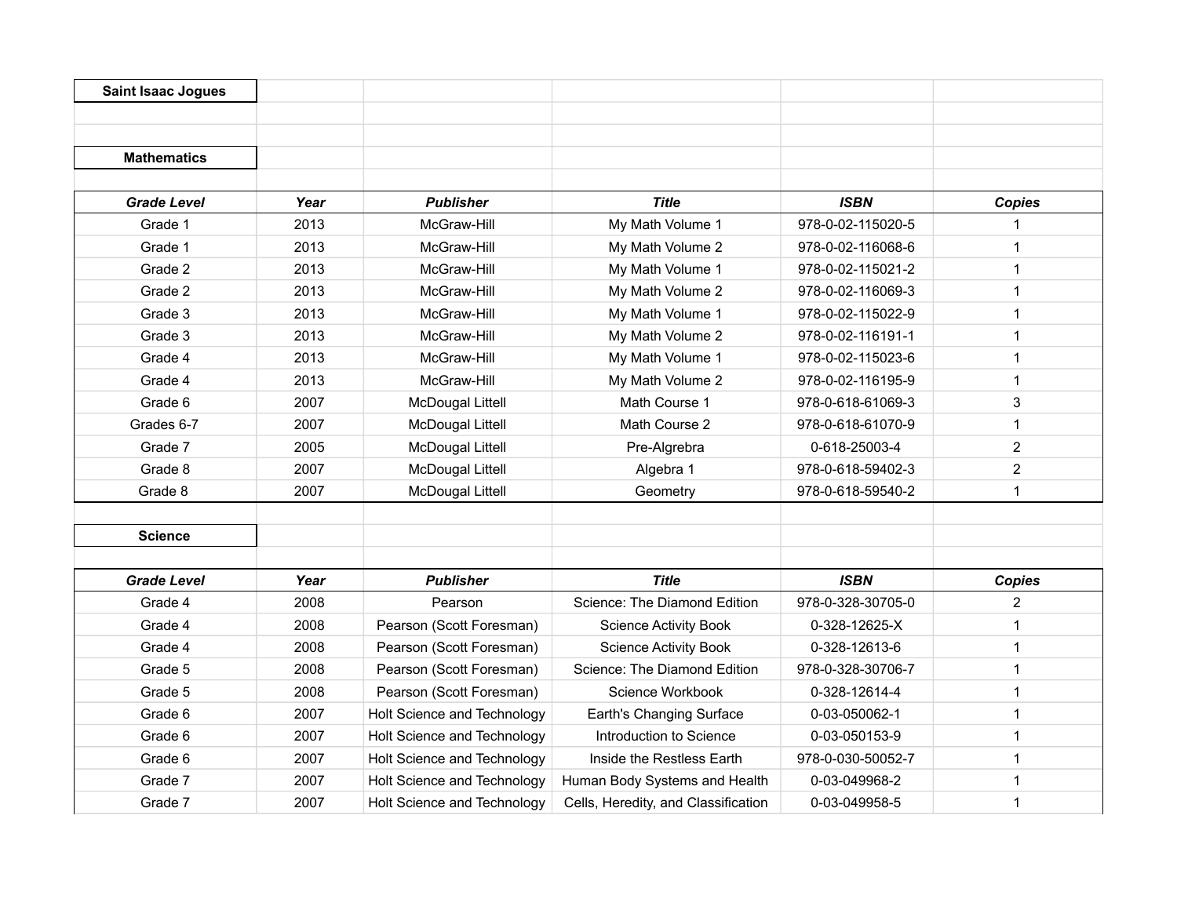# Saint Isaac Jogues

## Mathematics

| *Grade Level* | *Year* | *Publisher* | *Title* | *ISBN* | *Copies* |
|---|---|---|---|---|---|
| Grade 1 | 2013 | McGraw-Hill | My Math Volume 1 | 978-0-02-115020-5 | 1 |
| Grade 1 | 2013 | McGraw-Hill | My Math Volume 2 | 978-0-02-116068-6 | 1 |
| Grade 2 | 2013 | McGraw-Hill | My Math Volume 1 | 978-0-02-115021-2 | 1 |
| Grade 2 | 2013 | McGraw-Hill | My Math Volume 2 | 978-0-02-116069-3 | 1 |
| Grade 3 | 2013 | McGraw-Hill | My Math Volume 1 | 978-0-02-115022-9 | 1 |
| Grade 3 | 2013 | McGraw-Hill | My Math Volume 2 | 978-0-02-116191-1 | 1 |
| Grade 4 | 2013 | McGraw-Hill | My Math Volume 1 | 978-0-02-115023-6 | 1 |
| Grade 4 | 2013 | McGraw-Hill | My Math Volume 2 | 978-0-02-116195-9 | 1 |
| Grade 6 | 2007 | McDougal Littell | Math Course 1 | 978-0-618-61069-3 | 3 |
| Grades 6-7 | 2007 | McDougal Littell | Math Course 2 | 978-0-618-61070-9 | 1 |
| Grade 7 | 2005 | McDougal Littell | Pre-Algrebra | 0-618-25003-4 | 2 |
| Grade 8 | 2007 | McDougal Littell | Algebra 1 | 978-0-618-59402-3 | 2 |
| Grade 8 | 2007 | McDougal Littell | Geometry | 978-0-618-59540-2 | 1 |

## Science

| *Grade Level* | *Year* | *Publisher* | *Title* | *ISBN* | *Copies* |
|---|---|---|---|---|---|
| Grade 4 | 2008 | Pearson | Science: The Diamond Edition | 978-0-328-30705-0 | 2 |
| Grade 4 | 2008 | Pearson (Scott Foresman) | Science Activity Book | 0-328-12625-X | 1 |
| Grade 4 | 2008 | Pearson (Scott Foresman) | Science Activity Book | 0-328-12613-6 | 1 |
| Grade 5 | 2008 | Pearson (Scott Foresman) | Science: The Diamond Edition | 978-0-328-30706-7 | 1 |
| Grade 5 | 2008 | Pearson (Scott Foresman) | Science Workbook | 0-328-12614-4 | 1 |
| Grade 6 | 2007 | Holt Science and Technology | Earth's Changing Surface | 0-03-050062-1 | 1 |
| Grade 6 | 2007 | Holt Science and Technology | Introduction to Science | 0-03-050153-9 | 1 |
| Grade 6 | 2007 | Holt Science and Technology | Inside the Restless Earth | 978-0-030-50052-7 | 1 |
| Grade 7 | 2007 | Holt Science and Technology | Human Body Systems and Health | 0-03-049968-2 | 1 |
| Grade 7 | 2007 | Holt Science and Technology | Cells, Heredity, and Classification | 0-03-049958-5 | 1 |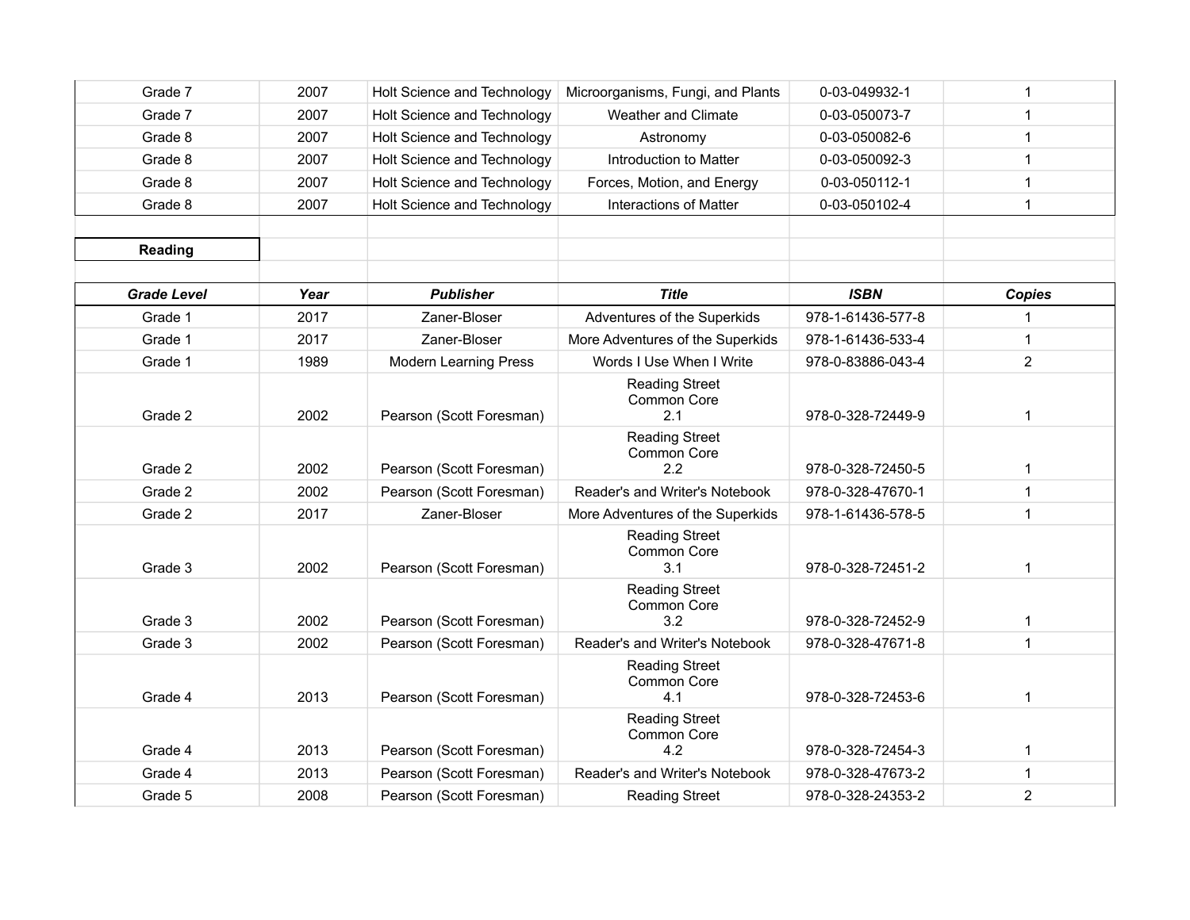| Grade 7 | 2007 | Holt Science and Technology | Microorganisms, Fungi, and Plants | 0-03-049932-1 | 1 |
|---|---|---|---|---|---|
| Grade 7 | 2007 | Holt Science and Technology | Weather and Climate | 0-03-050073-7 | 1 |
| Grade 8 | 2007 | Holt Science and Technology | Astronomy | 0-03-050082-6 | 1 |
| Grade 8 | 2007 | Holt Science and Technology | Introduction to Matter | 0-03-050092-3 | 1 |
| Grade 8 | 2007 | Holt Science and Technology | Forces, Motion, and Energy | 0-03-050112-1 | 1 |
| Grade 8 | 2007 | Holt Science and Technology | Interactions of Matter | 0-03-050102-4 | 1 |

**Reading**

| ***Grade Level*** | ***Year*** | ***Publisher*** | ***Title*** | ***ISBN*** | ***Copies*** |
|---|---|---|---|---|---|
| Grade 1 | 2017 | Zaner-Bloser | Adventures of the Superkids | 978-1-61436-577-8 | 1 |
| Grade 1 | 2017 | Zaner-Bloser | More Adventures of the Superkids | 978-1-61436-533-4 | 1 |
| Grade 1 | 1989 | Modern Learning Press | Words I Use When I Write | 978-0-83886-043-4 | 2 |
| Grade 2 | 2002 | Pearson (Scott Foresman) | Reading Street Common Core 2.1 | 978-0-328-72449-9 | 1 |
| Grade 2 | 2002 | Pearson (Scott Foresman) | Reading Street Common Core 2.2 | 978-0-328-72450-5 | 1 |
| Grade 2 | 2002 | Pearson (Scott Foresman) | Reader's and Writer's Notebook | 978-0-328-47670-1 | 1 |
| Grade 2 | 2017 | Zaner-Bloser | More Adventures of the Superkids | 978-1-61436-578-5 | 1 |
| Grade 3 | 2002 | Pearson (Scott Foresman) | Reading Street Common Core 3.1 | 978-0-328-72451-2 | 1 |
| Grade 3 | 2002 | Pearson (Scott Foresman) | Reading Street Common Core 3.2 | 978-0-328-72452-9 | 1 |
| Grade 3 | 2002 | Pearson (Scott Foresman) | Reader's and Writer's Notebook | 978-0-328-47671-8 | 1 |
| Grade 4 | 2013 | Pearson (Scott Foresman) | Reading Street Common Core 4.1 | 978-0-328-72453-6 | 1 |
| Grade 4 | 2013 | Pearson (Scott Foresman) | Reading Street Common Core 4.2 | 978-0-328-72454-3 | 1 |
| Grade 4 | 2013 | Pearson (Scott Foresman) | Reader's and Writer's Notebook | 978-0-328-47673-2 | 1 |
| Grade 5 | 2008 | Pearson (Scott Foresman) | Reading Street | 978-0-328-24353-2 | 2 |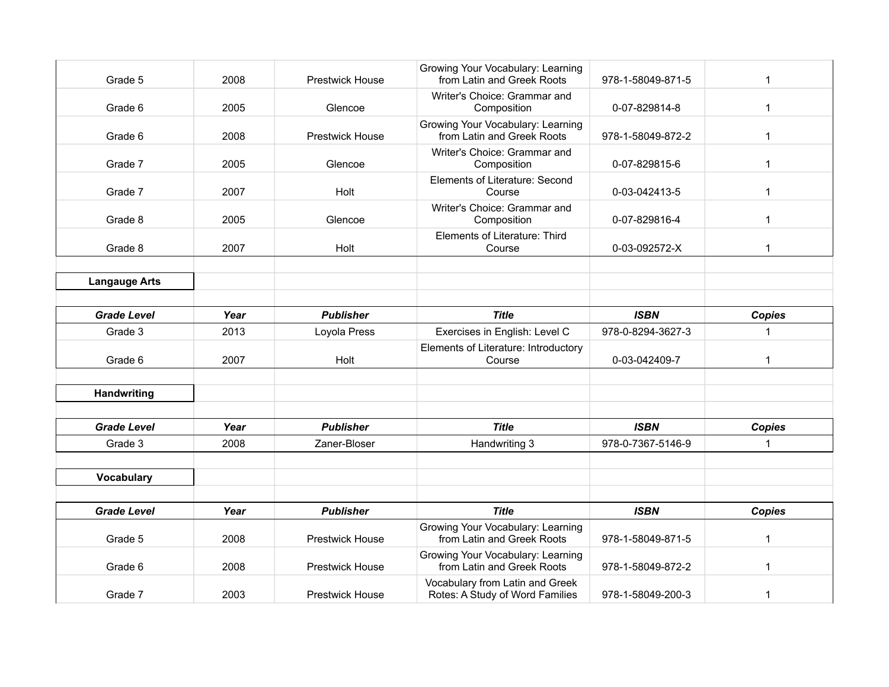| Grade Level | Year | Publisher | Title | ISBN | Copies |
|---|---|---|---|---|---|
| Grade 5 | 2008 | Prestwick House | Growing Your Vocabulary: Learning from Latin and Greek Roots | 978-1-58049-871-5 | 1 |
| Grade 6 | 2005 | Glencoe | Writer's Choice: Grammar and Composition | 0-07-829814-8 | 1 |
| Grade 6 | 2008 | Prestwick House | Growing Your Vocabulary: Learning from Latin and Greek Roots | 978-1-58049-872-2 | 1 |
| Grade 7 | 2005 | Glencoe | Writer's Choice: Grammar and Composition | 0-07-829815-6 | 1 |
| Grade 7 | 2007 | Holt | Elements of Literature: Second Course | 0-03-042413-5 | 1 |
| Grade 8 | 2005 | Glencoe | Writer's Choice: Grammar and Composition | 0-07-829816-4 | 1 |
| Grade 8 | 2007 | Holt | Elements of Literature: Third Course | 0-03-092572-X | 1 |

**Langauge Arts**

| Grade Level | Year | Publisher | Title | ISBN | Copies |
|---|---|---|---|---|---|
| Grade 3 | 2013 | Loyola Press | Exercises in English: Level C | 978-0-8294-3627-3 | 1 |
| Grade 6 | 2007 | Holt | Elements of Literature: Introductory Course | 0-03-042409-7 | 1 |

**Handwriting**

| Grade Level | Year | Publisher | Title | ISBN | Copies |
|---|---|---|---|---|---|
| Grade 3 | 2008 | Zaner-Bloser | Handwriting 3 | 978-0-7367-5146-9 | 1 |

**Vocabulary**

| Grade Level | Year | Publisher | Title | ISBN | Copies |
|---|---|---|---|---|---|
| Grade 5 | 2008 | Prestwick House | Growing Your Vocabulary: Learning from Latin and Greek Roots | 978-1-58049-871-5 | 1 |
| Grade 6 | 2008 | Prestwick House | Growing Your Vocabulary: Learning from Latin and Greek Roots | 978-1-58049-872-2 | 1 |
| Grade 7 | 2003 | Prestwick House | Vocabulary from Latin and Greek Rotes: A Study of Word Families | 978-1-58049-200-3 | 1 |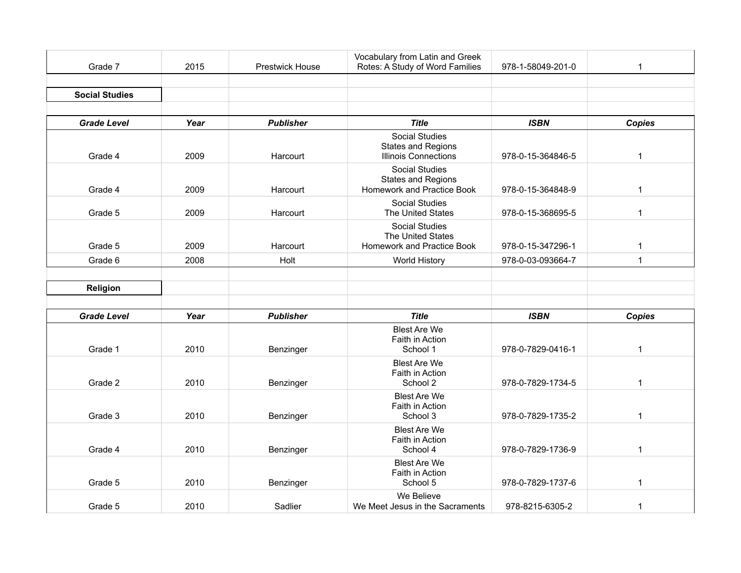| Grade 7 | 2015 | Prestwick House | Vocabulary from Latin and Greek Rotes: A Study of Word Families | 978-1-58049-201-0 | 1 |
|---|---|---|---|---|---|

**Social Studies**

| *Grade Level* | *Year* | *Publisher* | *Title* | *ISBN* | *Copies* |
|---|---|---|---|---|---|
| Grade 4 | 2009 | Harcourt | Social Studies States and Regions Illinois Connections | 978-0-15-364846-5 | 1 |
| Grade 4 | 2009 | Harcourt | Social Studies States and Regions Homework and Practice Book | 978-0-15-364848-9 | 1 |
| Grade 5 | 2009 | Harcourt | Social Studies The United States | 978-0-15-368695-5 | 1 |
| Grade 5 | 2009 | Harcourt | Social Studies The United States Homework and Practice Book | 978-0-15-347296-1 | 1 |
| Grade 6 | 2008 | Holt | World History | 978-0-03-093664-7 | 1 |

**Religion**

| *Grade Level* | *Year* | *Publisher* | *Title* | *ISBN* | *Copies* |
|---|---|---|---|---|---|
| Grade 1 | 2010 | Benzinger | Blest Are We Faith in Action School 1 | 978-0-7829-0416-1 | 1 |
| Grade 2 | 2010 | Benzinger | Blest Are We Faith in Action School 2 | 978-0-7829-1734-5 | 1 |
| Grade 3 | 2010 | Benzinger | Blest Are We Faith in Action School 3 | 978-0-7829-1735-2 | 1 |
| Grade 4 | 2010 | Benzinger | Blest Are We Faith in Action School 4 | 978-0-7829-1736-9 | 1 |
| Grade 5 | 2010 | Benzinger | Blest Are We Faith in Action School 5 | 978-0-7829-1737-6 | 1 |
| Grade 5 | 2010 | Sadlier | We Believe We Meet Jesus in the Sacraments | 978-8215-6305-2 | 1 |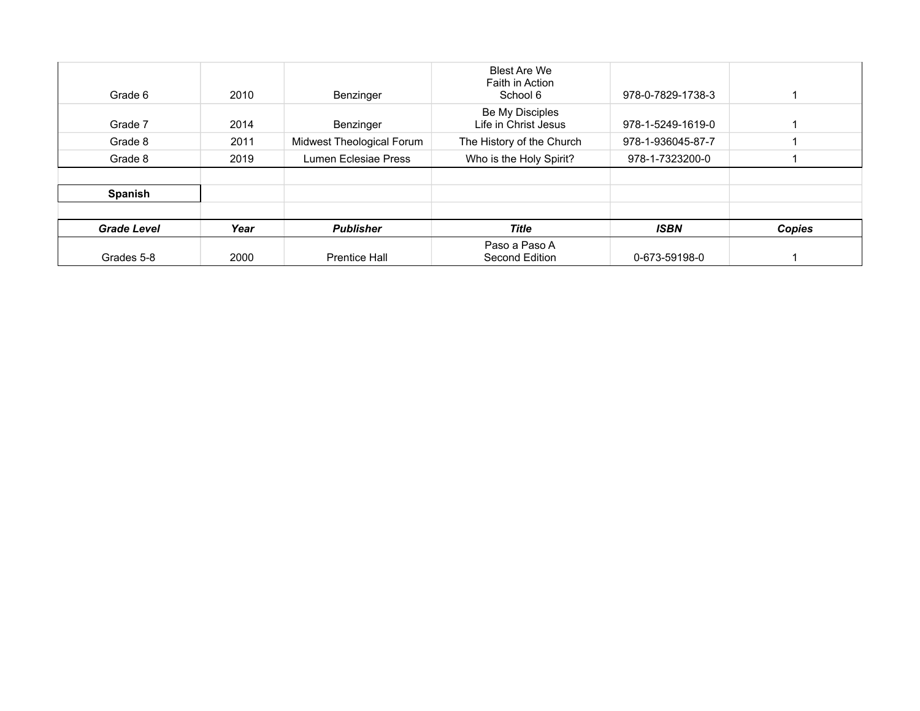| | | | | | |
|---|---|---|---|---|---|
| Grade 6 | 2010 | Benzinger | Blest Are We<br>Faith in Action<br>School 6 | 978-0-7829-1738-3 | 1 |
| Grade 7 | 2014 | Benzinger | Be My Disciples<br>Life in Christ Jesus | 978-1-5249-1619-0 | 1 |
| Grade 8 | 2011 | Midwest Theological Forum | The History of the Church | 978-1-936045-87-7 | 1 |
| Grade 8 | 2019 | Lumen Eclesiae Press | Who is the Holy Spirit? | 978-1-7323200-0 | 1 |

**Spanish**

| ***Grade Level*** | ***Year*** | ***Publisher*** | ***Title*** | ***ISBN*** | ***Copies*** |
|---|---|---|---|---|---|
| Grades 5-8 | 2000 | Prentice Hall | Paso a Paso A<br>Second Edition | 0-673-59198-0 | 1 |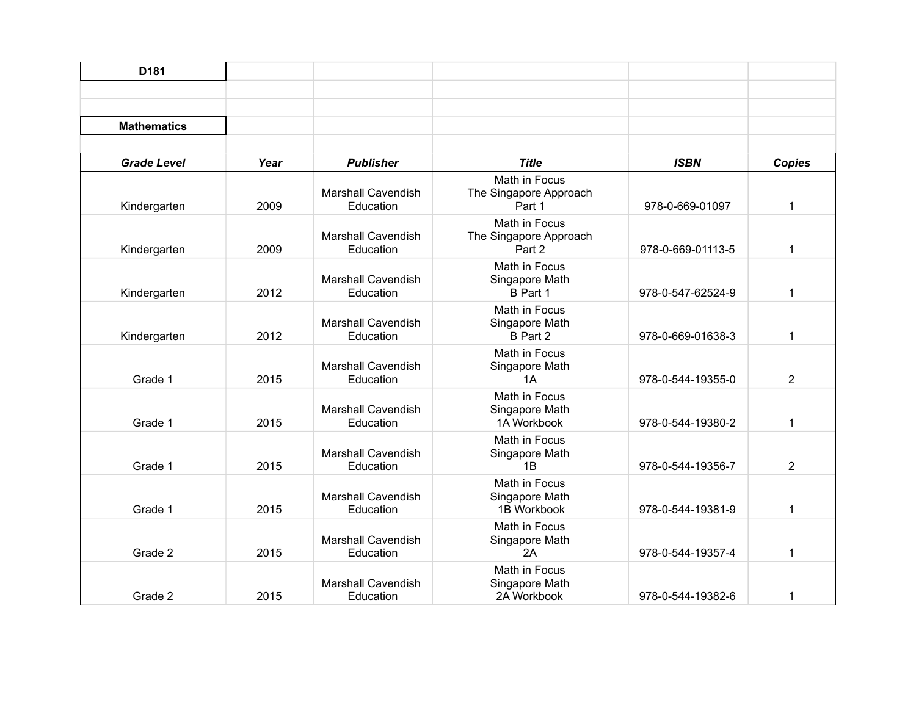**D181**

**Mathematics**

| *Grade Level* | *Year* | *Publisher* | *Title* | *ISBN* | *Copies* |
|---|---|---|---|---|---|
| Kindergarten | 2009 | Marshall Cavendish Education | Math in Focus The Singapore Approach Part 1 | 978-0-669-01097 | 1 |
| Kindergarten | 2009 | Marshall Cavendish Education | Math in Focus The Singapore Approach Part 2 | 978-0-669-01113-5 | 1 |
| Kindergarten | 2012 | Marshall Cavendish Education | Math in Focus Singapore Math B Part 1 | 978-0-547-62524-9 | 1 |
| Kindergarten | 2012 | Marshall Cavendish Education | Math in Focus Singapore Math B Part 2 | 978-0-669-01638-3 | 1 |
| Grade 1 | 2015 | Marshall Cavendish Education | Math in Focus Singapore Math 1A | 978-0-544-19355-0 | 2 |
| Grade 1 | 2015 | Marshall Cavendish Education | Math in Focus Singapore Math 1A Workbook | 978-0-544-19380-2 | 1 |
| Grade 1 | 2015 | Marshall Cavendish Education | Math in Focus Singapore Math 1B | 978-0-544-19356-7 | 2 |
| Grade 1 | 2015 | Marshall Cavendish Education | Math in Focus Singapore Math 1B Workbook | 978-0-544-19381-9 | 1 |
| Grade 2 | 2015 | Marshall Cavendish Education | Math in Focus Singapore Math 2A | 978-0-544-19357-4 | 1 |
| Grade 2 | 2015 | Marshall Cavendish Education | Math in Focus Singapore Math 2A Workbook | 978-0-544-19382-6 | 1 |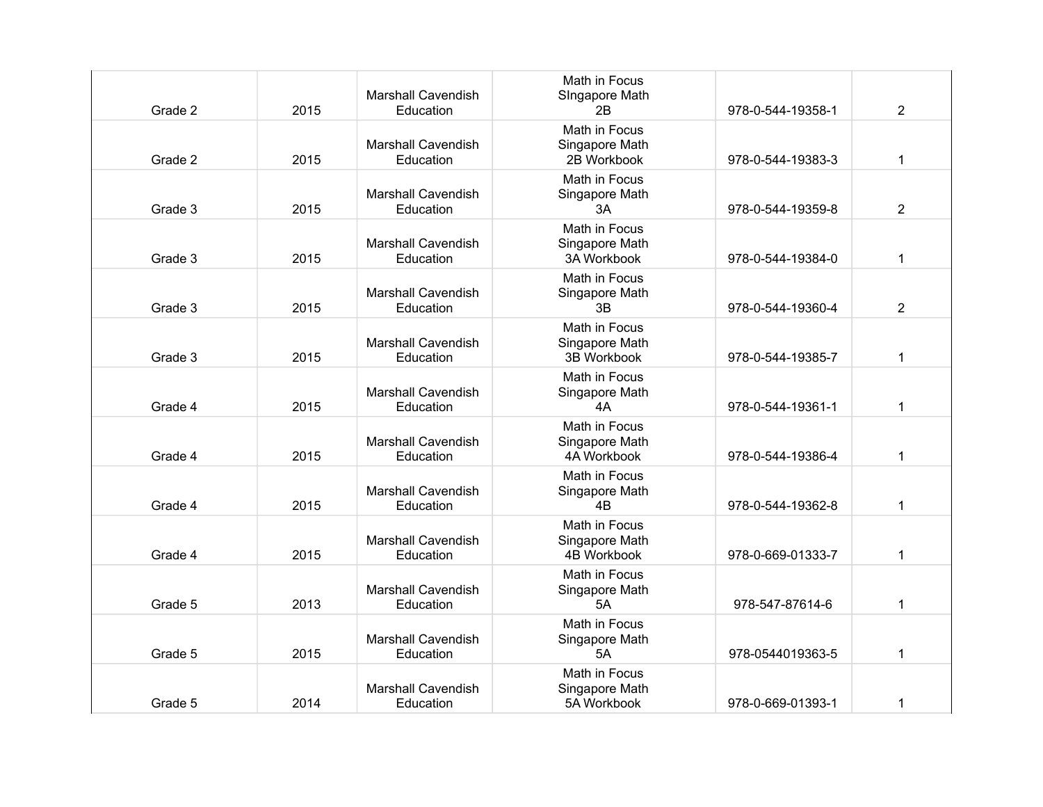| | | | | | |
|---|---|---|---|---|---|
| Grade 2 | 2015 | Marshall Cavendish Education | Math in Focus SIngapore Math 2B | 978-0-544-19358-1 | 2 |
| Grade 2 | 2015 | Marshall Cavendish Education | Math in Focus Singapore Math 2B Workbook | 978-0-544-19383-3 | 1 |
| Grade 3 | 2015 | Marshall Cavendish Education | Math in Focus Singapore Math 3A | 978-0-544-19359-8 | 2 |
| Grade 3 | 2015 | Marshall Cavendish Education | Math in Focus Singapore Math 3A Workbook | 978-0-544-19384-0 | 1 |
| Grade 3 | 2015 | Marshall Cavendish Education | Math in Focus Singapore Math 3B | 978-0-544-19360-4 | 2 |
| Grade 3 | 2015 | Marshall Cavendish Education | Math in Focus Singapore Math 3B Workbook | 978-0-544-19385-7 | 1 |
| Grade 4 | 2015 | Marshall Cavendish Education | Math in Focus Singapore Math 4A | 978-0-544-19361-1 | 1 |
| Grade 4 | 2015 | Marshall Cavendish Education | Math in Focus Singapore Math 4A Workbook | 978-0-544-19386-4 | 1 |
| Grade 4 | 2015 | Marshall Cavendish Education | Math in Focus Singapore Math 4B | 978-0-544-19362-8 | 1 |
| Grade 4 | 2015 | Marshall Cavendish Education | Math in Focus Singapore Math 4B Workbook | 978-0-669-01333-7 | 1 |
| Grade 5 | 2013 | Marshall Cavendish Education | Math in Focus Singapore Math 5A | 978-547-87614-6 | 1 |
| Grade 5 | 2015 | Marshall Cavendish Education | Math in Focus Singapore Math 5A | 978-0544019363-5 | 1 |
| Grade 5 | 2014 | Marshall Cavendish Education | Math in Focus Singapore Math 5A Workbook | 978-0-669-01393-1 | 1 |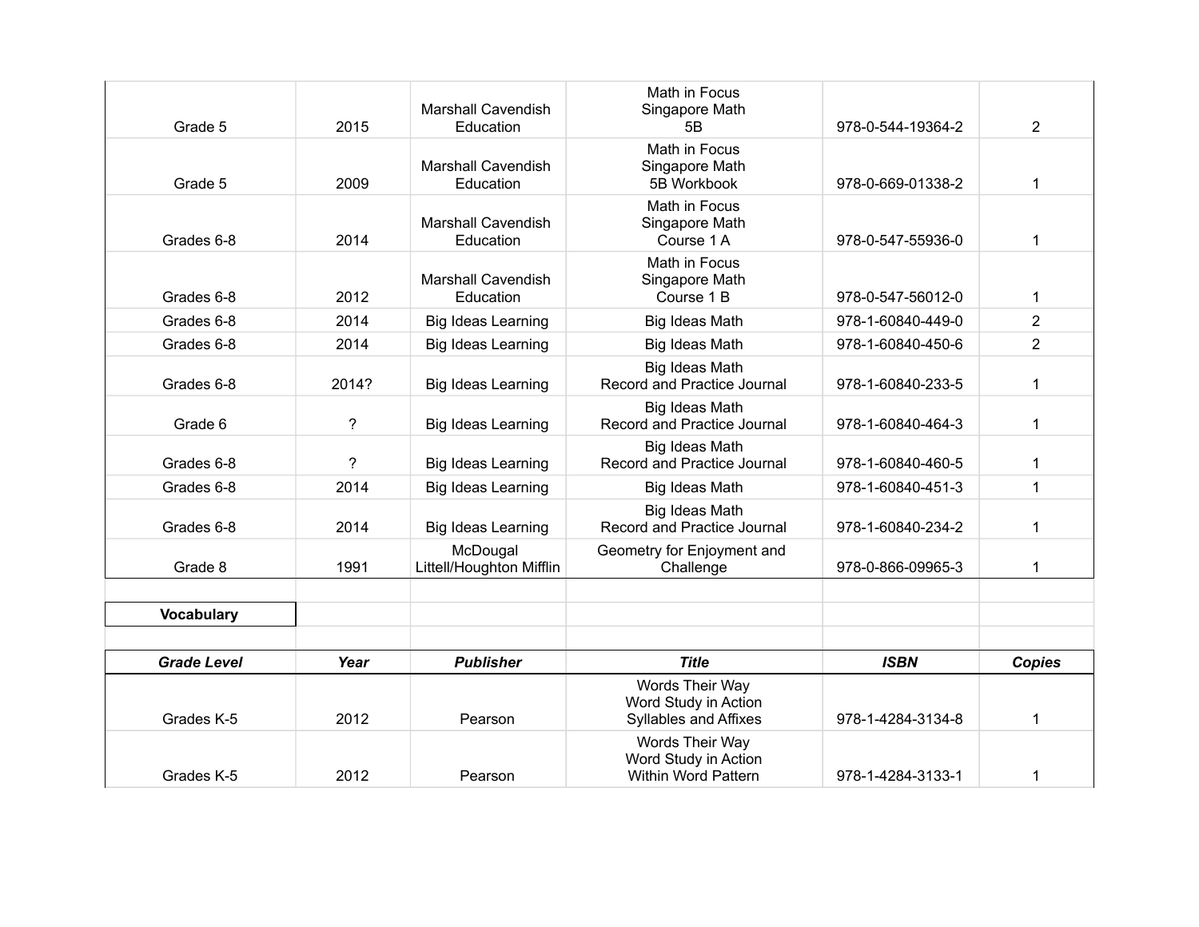| | | | | | |
|---|---|---|---|---|---|
| Grade 5 | 2015 | Marshall Cavendish Education | Math in Focus Singapore Math 5B | 978-0-544-19364-2 | 2 |
| Grade 5 | 2009 | Marshall Cavendish Education | Math in Focus Singapore Math 5B Workbook | 978-0-669-01338-2 | 1 |
| Grades 6-8 | 2014 | Marshall Cavendish Education | Math in Focus Singapore Math Course 1 A | 978-0-547-55936-0 | 1 |
| Grades 6-8 | 2012 | Marshall Cavendish Education | Math in Focus Singapore Math Course 1 B | 978-0-547-56012-0 | 1 |
| Grades 6-8 | 2014 | Big Ideas Learning | Big Ideas Math | 978-1-60840-449-0 | 2 |
| Grades 6-8 | 2014 | Big Ideas Learning | Big Ideas Math | 978-1-60840-450-6 | 2 |
| Grades 6-8 | 2014? | Big Ideas Learning | Big Ideas Math Record and Practice Journal | 978-1-60840-233-5 | 1 |
| Grade 6 | ? | Big Ideas Learning | Big Ideas Math Record and Practice Journal | 978-1-60840-464-3 | 1 |
| Grades 6-8 | ? | Big Ideas Learning | Big Ideas Math Record and Practice Journal | 978-1-60840-460-5 | 1 |
| Grades 6-8 | 2014 | Big Ideas Learning | Big Ideas Math | 978-1-60840-451-3 | 1 |
| Grades 6-8 | 2014 | Big Ideas Learning | Big Ideas Math Record and Practice Journal | 978-1-60840-234-2 | 1 |
| Grade 8 | 1991 | McDougal Littell/Houghton Mifflin | Geometry for Enjoyment and Challenge | 978-0-866-09965-3 | 1 |

**Vocabulary**

| ***Grade Level*** | ***Year*** | ***Publisher*** | ***Title*** | ***ISBN*** | ***Copies*** |
|---|---|---|---|---|---|
| Grades K-5 | 2012 | Pearson | Words Their Way Word Study in Action Syllables and Affixes | 978-1-4284-3134-8 | 1 |
| Grades K-5 | 2012 | Pearson | Words Their Way Word Study in Action Within Word Pattern | 978-1-4284-3133-1 | 1 |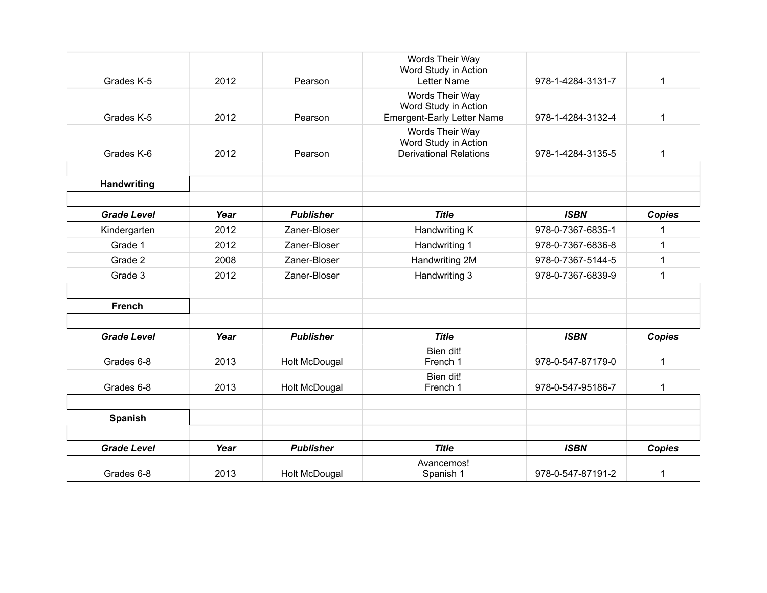| | | | | | |
|---|---|---|---|---|---|
| Grades K-5 | 2012 | Pearson | Words Their Way Word Study in Action Letter Name | 978-1-4284-3131-7 | 1 |
| Grades K-5 | 2012 | Pearson | Words Their Way Word Study in Action Emergent-Early Letter Name | 978-1-4284-3132-4 | 1 |
| Grades K-6 | 2012 | Pearson | Words Their Way Word Study in Action Derivational Relations | 978-1-4284-3135-5 | 1 |

**Handwriting**

| ***Grade Level*** | ***Year*** | ***Publisher*** | ***Title*** | ***ISBN*** | ***Copies*** |
|---|---|---|---|---|---|
| Kindergarten | 2012 | Zaner-Bloser | Handwriting K | 978-0-7367-6835-1 | 1 |
| Grade 1 | 2012 | Zaner-Bloser | Handwriting 1 | 978-0-7367-6836-8 | 1 |
| Grade 2 | 2008 | Zaner-Bloser | Handwriting 2M | 978-0-7367-5144-5 | 1 |
| Grade 3 | 2012 | Zaner-Bloser | Handwriting 3 | 978-0-7367-6839-9 | 1 |

**French**

| ***Grade Level*** | ***Year*** | ***Publisher*** | ***Title*** | ***ISBN*** | ***Copies*** |
|---|---|---|---|---|---|
| Grades 6-8 | 2013 | Holt McDougal | Bien dit! French 1 | 978-0-547-87179-0 | 1 |
| Grades 6-8 | 2013 | Holt McDougal | Bien dit! French 1 | 978-0-547-95186-7 | 1 |

**Spanish**

| ***Grade Level*** | ***Year*** | ***Publisher*** | ***Title*** | ***ISBN*** | ***Copies*** |
|---|---|---|---|---|---|
| Grades 6-8 | 2013 | Holt McDougal | Avancemos! Spanish 1 | 978-0-547-87191-2 | 1 |